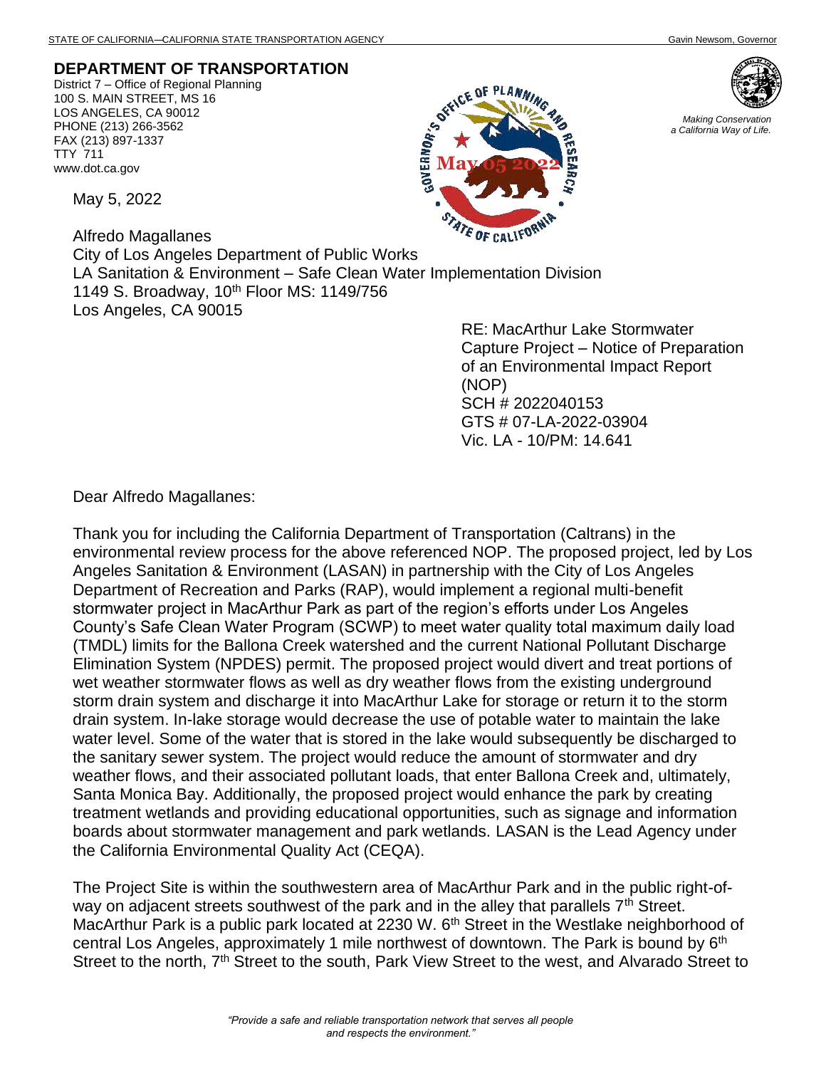STATE OF CALIFORNIA—CALIFORNIA STATE TRANSPORTATION AGENCY Gavin Newsom, Governor

**DEPARTMENT OF TRANSPORTATION**
District 7 – Office of Regional Planning
100 S. MAIN STREET, MS 16
LOS ANGELES, CA 90012
PHONE (213) 266-3562
FAX (213) 897-1337
TTY 711
www.dot.ca.gov

*Making Conservation a California Way of Life.*

May 5, 2022

Alfredo Magallanes
City of Los Angeles Department of Public Works
LA Sanitation & Environment – Safe Clean Water Implementation Division
1149 S. Broadway, 10th Floor MS: 1149/756
Los Angeles, CA 90015

RE: MacArthur Lake Stormwater Capture Project – Notice of Preparation of an Environmental Impact Report (NOP)
SCH # 2022040153
GTS # 07-LA-2022-03904
Vic. LA - 10/PM: 14.641

Dear Alfredo Magallanes:

Thank you for including the California Department of Transportation (Caltrans) in the environmental review process for the above referenced NOP. The proposed project, led by Los Angeles Sanitation & Environment (LASAN) in partnership with the City of Los Angeles Department of Recreation and Parks (RAP), would implement a regional multi-benefit stormwater project in MacArthur Park as part of the region's efforts under Los Angeles County's Safe Clean Water Program (SCWP) to meet water quality total maximum daily load (TMDL) limits for the Ballona Creek watershed and the current National Pollutant Discharge Elimination System (NPDES) permit. The proposed project would divert and treat portions of wet weather stormwater flows as well as dry weather flows from the existing underground storm drain system and discharge it into MacArthur Lake for storage or return it to the storm drain system. In-lake storage would decrease the use of potable water to maintain the lake water level. Some of the water that is stored in the lake would subsequently be discharged to the sanitary sewer system. The project would reduce the amount of stormwater and dry weather flows, and their associated pollutant loads, that enter Ballona Creek and, ultimately, Santa Monica Bay. Additionally, the proposed project would enhance the park by creating treatment wetlands and providing educational opportunities, such as signage and information boards about stormwater management and park wetlands. LASAN is the Lead Agency under the California Environmental Quality Act (CEQA).

The Project Site is within the southwestern area of MacArthur Park and in the public right-of-way on adjacent streets southwest of the park and in the alley that parallels 7th Street. MacArthur Park is a public park located at 2230 W. 6th Street in the Westlake neighborhood of central Los Angeles, approximately 1 mile northwest of downtown. The Park is bound by 6th Street to the north, 7th Street to the south, Park View Street to the west, and Alvarado Street to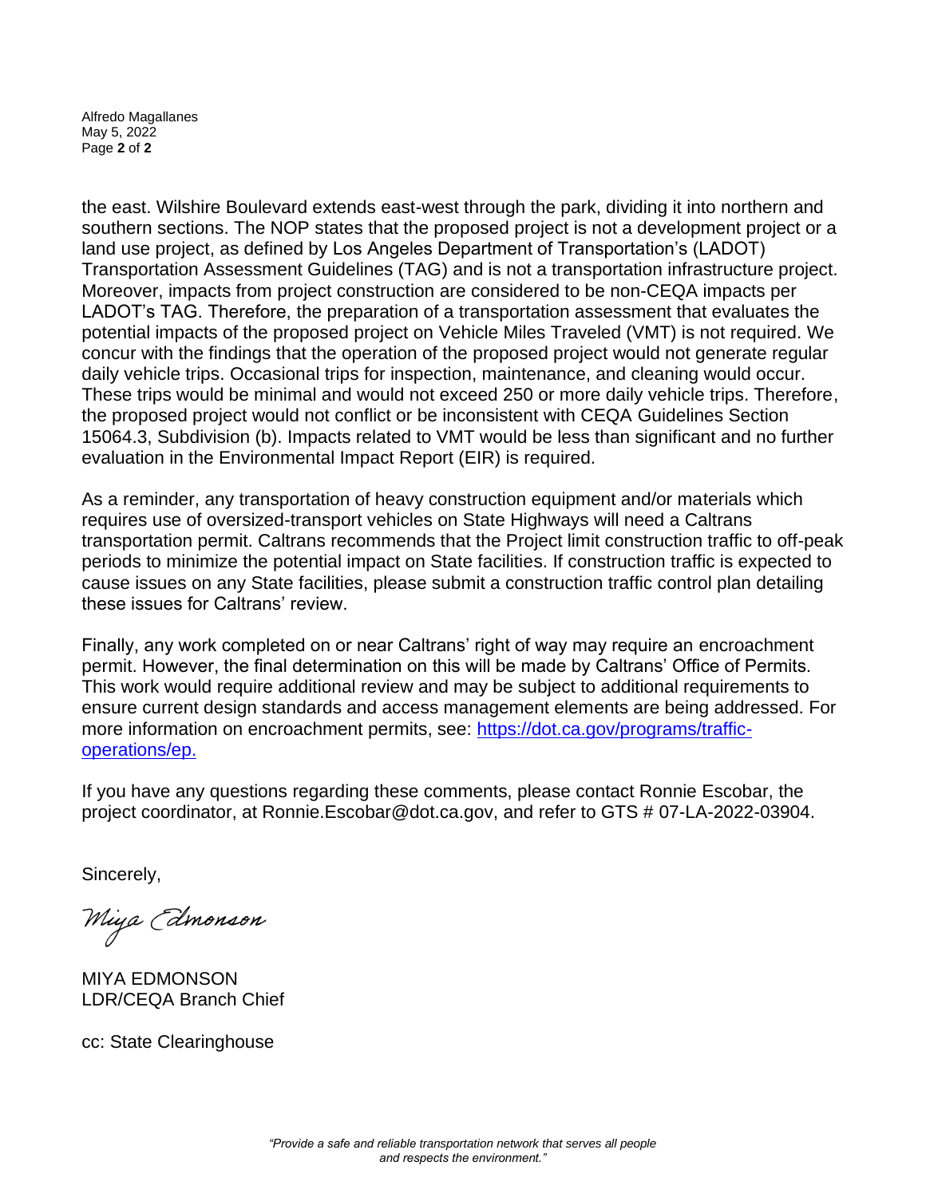the east. Wilshire Boulevard extends east-west through the park, dividing it into northern and southern sections. The NOP states that the proposed project is not a development project or a land use project, as defined by Los Angeles Department of Transportation's (LADOT) Transportation Assessment Guidelines (TAG) and is not a transportation infrastructure project. Moreover, impacts from project construction are considered to be non-CEQA impacts per LADOT's TAG. Therefore, the preparation of a transportation assessment that evaluates the potential impacts of the proposed project on Vehicle Miles Traveled (VMT) is not required. We concur with the findings that the operation of the proposed project would not generate regular daily vehicle trips. Occasional trips for inspection, maintenance, and cleaning would occur. These trips would be minimal and would not exceed 250 or more daily vehicle trips. Therefore, the proposed project would not conflict or be inconsistent with CEQA Guidelines Section 15064.3, Subdivision (b). Impacts related to VMT would be less than significant and no further evaluation in the Environmental Impact Report (EIR) is required.

As a reminder, any transportation of heavy construction equipment and/or materials which requires use of oversized-transport vehicles on State Highways will need a Caltrans transportation permit. Caltrans recommends that the Project limit construction traffic to off-peak periods to minimize the potential impact on State facilities. If construction traffic is expected to cause issues on any State facilities, please submit a construction traffic control plan detailing these issues for Caltrans' review.

Finally, any work completed on or near Caltrans' right of way may require an encroachment permit. However, the final determination on this will be made by Caltrans' Office of Permits. This work would require additional review and may be subject to additional requirements to ensure current design standards and access management elements are being addressed. For more information on encroachment permits, see: [https://dot.ca.gov/programs/traffic-operations/ep.](https://dot.ca.gov/programs/traffic-operations/ep)

If you have any questions regarding these comments, please contact Ronnie Escobar, the project coordinator, at Ronnie.Escobar@dot.ca.gov, and refer to GTS # 07-LA-2022-03904.

Sincerely,

*Miya Edmonson*

MIYA EDMONSON
LDR/CEQA Branch Chief

cc: State Clearinghouse

*"Provide a safe and reliable transportation network that serves all people and respects the environment."*